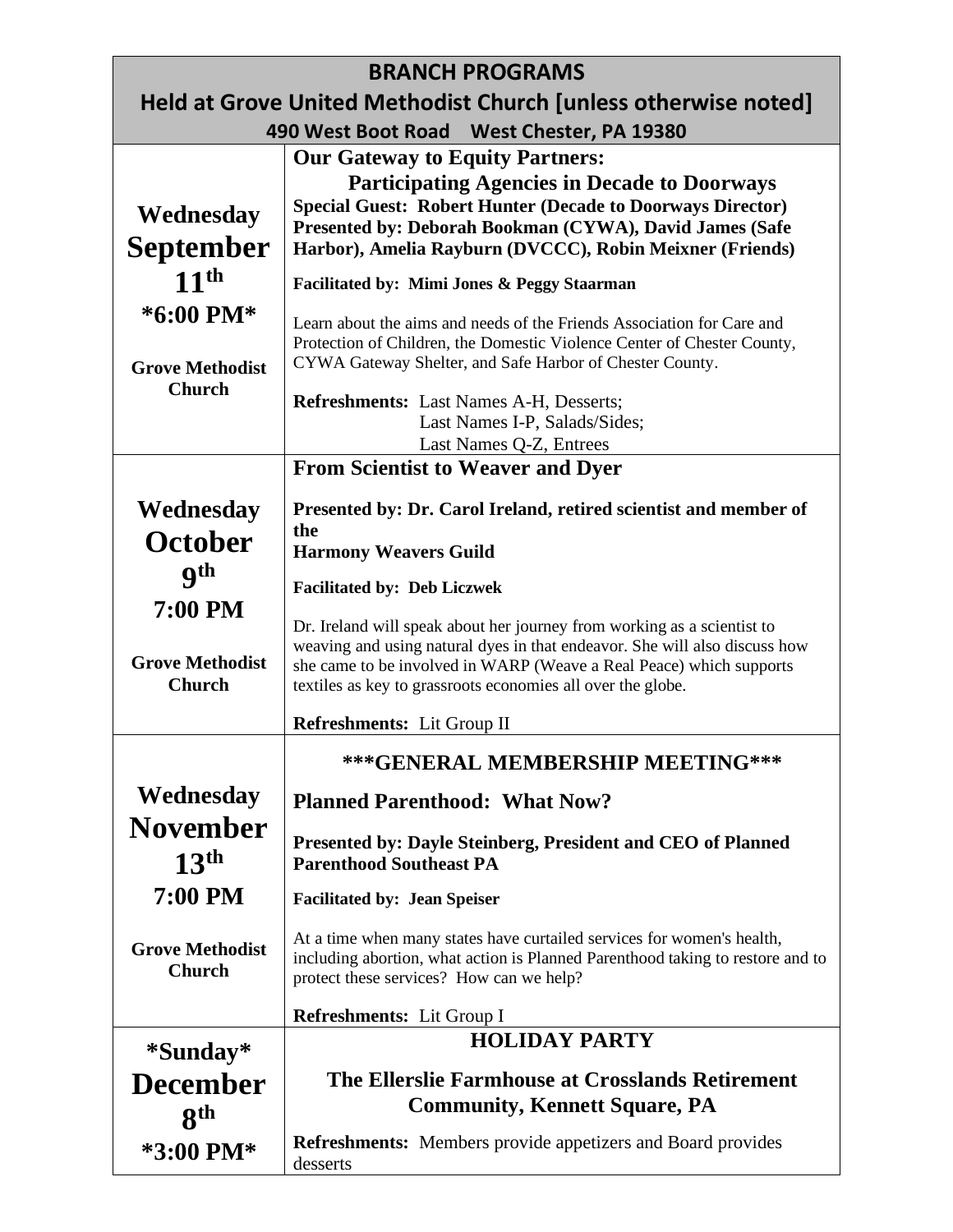# BRANCH PROGRAMS

## Held at Grove United Methodist Church [unless otherwise noted]

**490 West Boot Road West Chester, PA 19380**

| Date | Program |
| --- | --- |
| **Wednesday September 11th *6:00 PM*** <br><br> **Grove Methodist Church** | **Our Gateway to Equity Partners: Participating Agencies in Decade to Doorways** <br> **Special Guest: Robert Hunter (Decade to Doorways Director)** <br> **Presented by: Deborah Bookman (CYWA), David James (Safe Harbor), Amelia Rayburn (DVCCC), Robin Meixner (Friends)** <br><br> **Facilitated by: Mimi Jones & Peggy Staarman** <br><br> Learn about the aims and needs of the Friends Association for Care and Protection of Children, the Domestic Violence Center of Chester County, CYWA Gateway Shelter, and Safe Harbor of Chester County. <br><br> **Refreshments:** Last Names A-H, Desserts; Last Names I-P, Salads/Sides; Last Names Q-Z, Entrees |
| **Wednesday October 9th 7:00 PM** <br><br> **Grove Methodist Church** | **From Scientist to Weaver and Dyer** <br><br> **Presented by: Dr. Carol Ireland, retired scientist and member of the Harmony Weavers Guild** <br><br> **Facilitated by: Deb Liczwek** <br><br> Dr. Ireland will speak about her journey from working as a scientist to weaving and using natural dyes in that endeavor. She will also discuss how she came to be involved in WARP (Weave a Real Peace) which supports textiles as key to grassroots economies all over the globe. <br><br> **Refreshments:** Lit Group II |
| **Wednesday November 13th 7:00 PM** <br><br> **Grove Methodist Church** | *****GENERAL MEMBERSHIP MEETING***** <br><br> **Planned Parenthood: What Now?** <br><br> **Presented by: Dayle Steinberg, President and CEO of Planned Parenthood Southeast PA** <br><br> **Facilitated by: Jean Speiser** <br><br> At a time when many states have curtailed services for women's health, including abortion, what action is Planned Parenthood taking to restore and to protect these services? How can we help? <br><br> **Refreshments:** Lit Group I |
| ***Sunday* December 8th *3:00 PM*** | **HOLIDAY PARTY** <br><br> **The Ellerslie Farmhouse at Crosslands Retirement Community, Kennett Square, PA** <br><br> **Refreshments:** Members provide appetizers and Board provides desserts |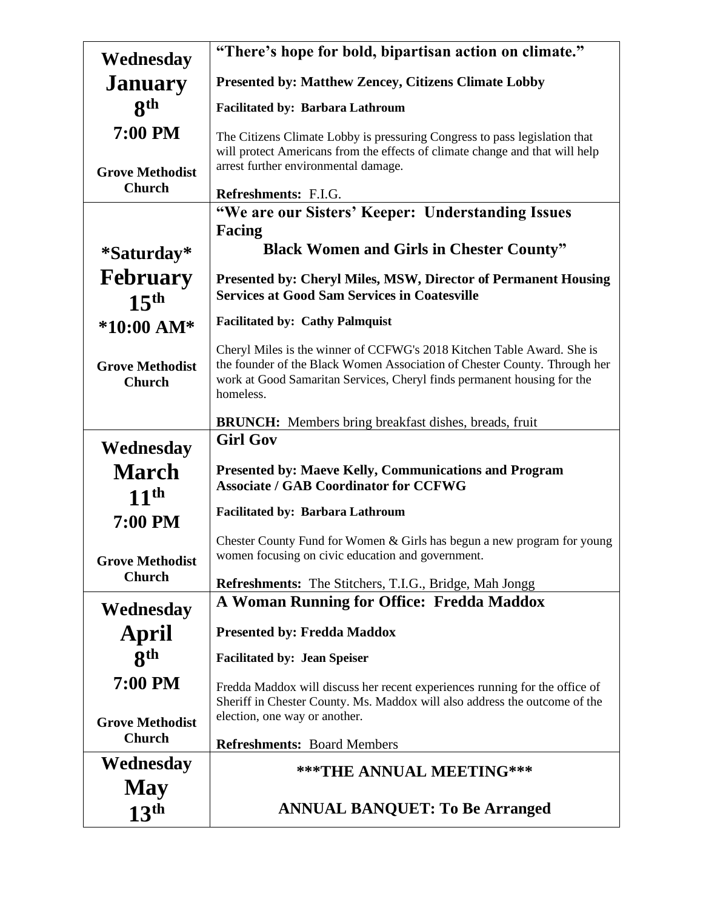| | |
|---|---|
| **Wednesday**<br>**January**<br>**8th**<br>**7:00 PM**<br><br>**Grove Methodist Church** | **"There's hope for bold, bipartisan action on climate."**<br><br>**Presented by: Matthew Zencey, Citizens Climate Lobby**<br><br>**Facilitated by: Barbara Lathroum**<br><br>The Citizens Climate Lobby is pressuring Congress to pass legislation that will protect Americans from the effects of climate change and that will help arrest further environmental damage.<br><br>**Refreshments:** F.I.G. |
| ***Saturday***<br>**February**<br>**15th**<br>***10:00 AM***<br><br>**Grove Methodist Church** | **"We are our Sisters' Keeper: Understanding Issues Facing Black Women and Girls in Chester County"**<br><br>**Presented by: Cheryl Miles, MSW, Director of Permanent Housing Services at Good Sam Services in Coatesville**<br><br>**Facilitated by: Cathy Palmquist**<br><br>Cheryl Miles is the winner of CCFWG's 2018 Kitchen Table Award. She is the founder of the Black Women Association of Chester County. Through her work at Good Samaritan Services, Cheryl finds permanent housing for the homeless.<br><br>**BRUNCH:** Members bring breakfast dishes, breads, fruit |
| **Wednesday**<br>**March**<br>**11th**<br>**7:00 PM**<br><br>**Grove Methodist Church** | **Girl Gov**<br><br>**Presented by: Maeve Kelly, Communications and Program Associate / GAB Coordinator for CCFWG**<br><br>**Facilitated by: Barbara Lathroum**<br><br>Chester County Fund for Women & Girls has begun a new program for young women focusing on civic education and government.<br><br>**Refreshments:** The Stitchers, T.I.G., Bridge, Mah Jongg |
| **Wednesday**<br>**April**<br>**8th**<br>**7:00 PM**<br><br>**Grove Methodist Church** | **A Woman Running for Office: Fredda Maddox**<br><br>**Presented by: Fredda Maddox**<br><br>**Facilitated by: Jean Speiser**<br><br>Fredda Maddox will discuss her recent experiences running for the office of Sheriff in Chester County. Ms. Maddox will also address the outcome of the election, one way or another.<br><br>**Refreshments:** Board Members |
| **Wednesday**<br>**May**<br>**13th** | *****THE ANNUAL MEETING*****<br><br>**ANNUAL BANQUET: To Be Arranged** |